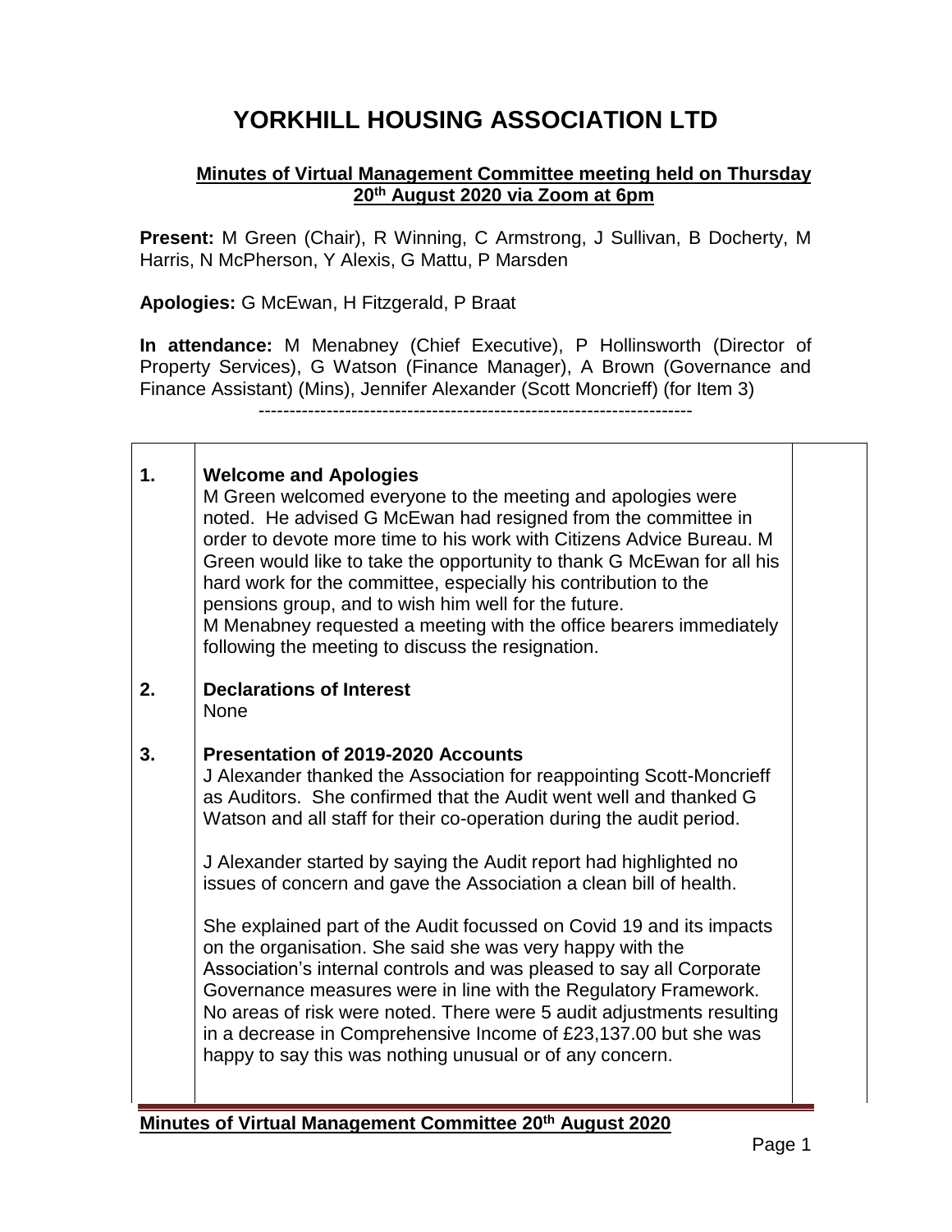# YORKHILL HOUSING ASSOCIATION LTD

**Minutes of Virtual Management Committee meeting held on Thursday 20th August 2020 via Zoom at 6pm**

**Present:** M Green (Chair), R Winning, C Armstrong, J Sullivan, B Docherty, M Harris, N McPherson, Y Alexis, G Mattu, P Marsden

**Apologies:** G McEwan, H Fitzgerald, P Braat

**In attendance:** M Menabney (Chief Executive), P Hollinsworth (Director of Property Services), G Watson (Finance Manager), A Brown (Governance and Finance Assistant) (Mins), Jennifer Alexander (Scott Moncrieff) (for Item 3)

---

| | | |
|---|---|---|
| **1.** | **Welcome and Apologies**<br>M Green welcomed everyone to the meeting and apologies were noted. He advised G McEwan had resigned from the committee in order to devote more time to his work with Citizens Advice Bureau. M Green would like to take the opportunity to thank G McEwan for all his hard work for the committee, especially his contribution to the pensions group, and to wish him well for the future.<br>M Menabney requested a meeting with the office bearers immediately following the meeting to discuss the resignation. | |
| **2.** | **Declarations of Interest**<br>None | |
| **3.** | **Presentation of 2019-2020 Accounts**<br>J Alexander thanked the Association for reappointing Scott-Moncrieff as Auditors. She confirmed that the Audit went well and thanked G Watson and all staff for their co-operation during the audit period.<br><br>J Alexander started by saying the Audit report had highlighted no issues of concern and gave the Association a clean bill of health.<br><br>She explained part of the Audit focussed on Covid 19 and its impacts on the organisation. She said she was very happy with the Association's internal controls and was pleased to say all Corporate Governance measures were in line with the Regulatory Framework. No areas of risk were noted. There were 5 audit adjustments resulting in a decrease in Comprehensive Income of £23,137.00 but she was happy to say this was nothing unusual or of any concern. | |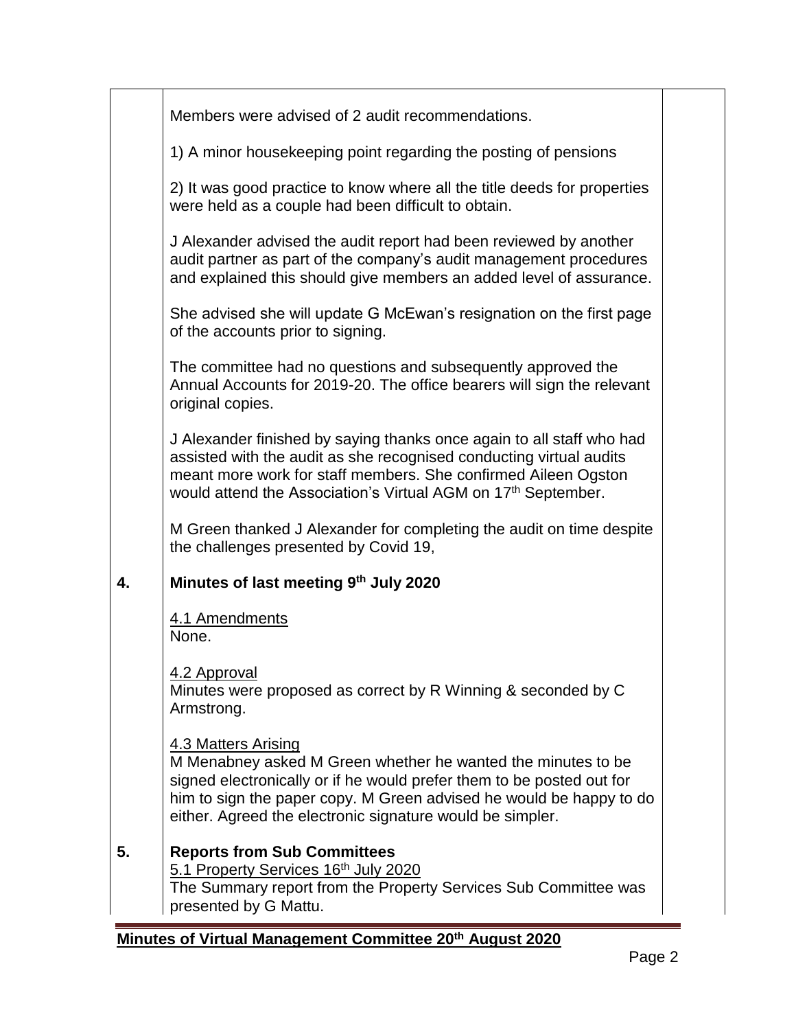Members were advised of 2 audit recommendations.

1) A minor housekeeping point regarding the posting of pensions

2) It was good practice to know where all the title deeds for properties were held as a couple had been difficult to obtain.

J Alexander advised the audit report had been reviewed by another audit partner as part of the company's audit management procedures and explained this should give members an added level of assurance.

She advised she will update G McEwan's resignation on the first page of the accounts prior to signing.

The committee had no questions and subsequently approved the Annual Accounts for 2019-20. The office bearers will sign the relevant original copies.

J Alexander finished by saying thanks once again to all staff who had assisted with the audit as she recognised conducting virtual audits meant more work for staff members. She confirmed Aileen Ogston would attend the Association's Virtual AGM on 17th September.

M Green thanked J Alexander for completing the audit on time despite the challenges presented by Covid 19,

## 4. Minutes of last meeting 9th July 2020

4.1 Amendments
None.

4.2 Approval
Minutes were proposed as correct by R Winning & seconded by C Armstrong.

4.3 Matters Arising
M Menabney asked M Green whether he wanted the minutes to be signed electronically or if he would prefer them to be posted out for him to sign the paper copy. M Green advised he would be happy to do either. Agreed the electronic signature would be simpler.

## 5. Reports from Sub Committees

5.1 Property Services 16th July 2020
The Summary report from the Property Services Sub Committee was presented by G Mattu.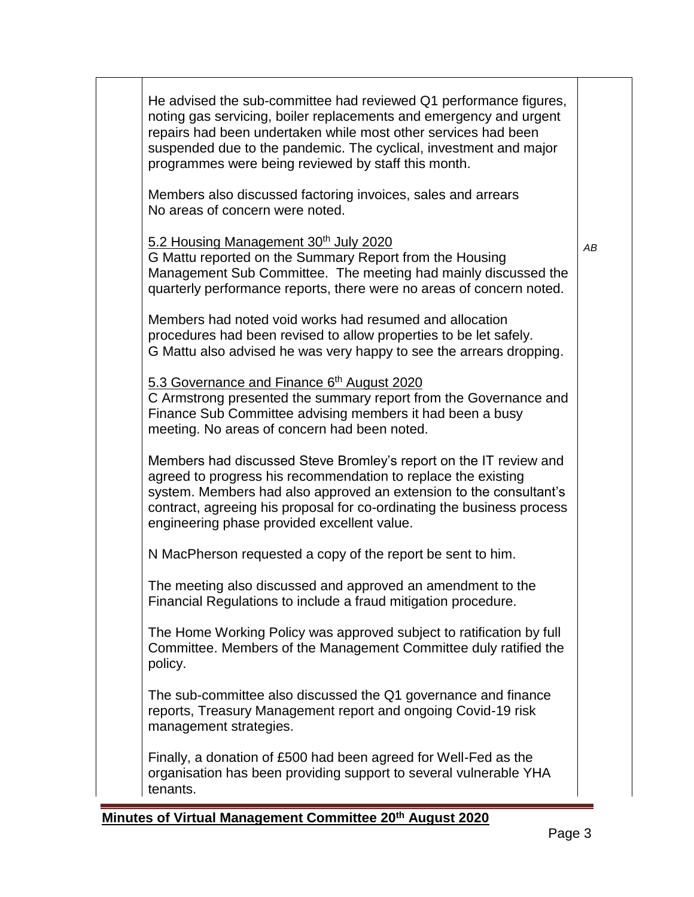He advised the sub-committee had reviewed Q1 performance figures, noting gas servicing, boiler replacements and emergency and urgent repairs had been undertaken while most other services had been suspended due to the pandemic. The cyclical, investment and major programmes were being reviewed by staff this month.

Members also discussed factoring invoices, sales and arrears
No areas of concern were noted.

5.2 Housing Management 30th July 2020

*AB*

G Mattu reported on the Summary Report from the Housing Management Sub Committee. The meeting had mainly discussed the quarterly performance reports, there were no areas of concern noted.

Members had noted void works had resumed and allocation procedures had been revised to allow properties to be let safely.
G Mattu also advised he was very happy to see the arrears dropping.

5.3 Governance and Finance 6th August 2020

C Armstrong presented the summary report from the Governance and Finance Sub Committee advising members it had been a busy meeting. No areas of concern had been noted.

Members had discussed Steve Bromley's report on the IT review and agreed to progress his recommendation to replace the existing system. Members had also approved an extension to the consultant's contract, agreeing his proposal for co-ordinating the business process engineering phase provided excellent value.

N MacPherson requested a copy of the report be sent to him.

The meeting also discussed and approved an amendment to the Financial Regulations to include a fraud mitigation procedure.

The Home Working Policy was approved subject to ratification by full Committee. Members of the Management Committee duly ratified the policy.

The sub-committee also discussed the Q1 governance and finance reports, Treasury Management report and ongoing Covid-19 risk management strategies.

Finally, a donation of £500 had been agreed for Well-Fed as the organisation has been providing support to several vulnerable YHA tenants.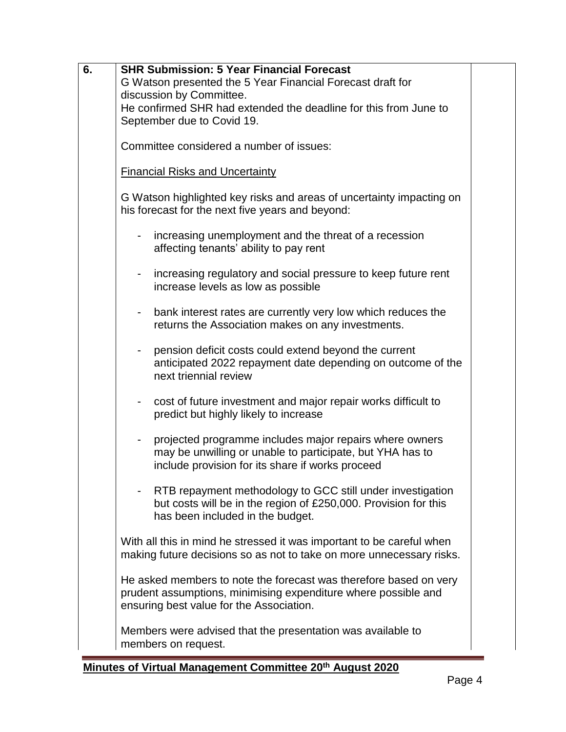| 6. | **SHR Submission: 5 Year Financial Forecast**<br>G Watson presented the 5 Year Financial Forecast draft for discussion by Committee.<br>He confirmed SHR had extended the deadline for this from June to September due to Covid 19.<br><br>Committee considered a number of issues:<br><br><u>Financial Risks and Uncertainty</u><br><br>G Watson highlighted key risks and areas of uncertainty impacting on his forecast for the next five years and beyond:<br><br>- increasing unemployment and the threat of a recession affecting tenants' ability to pay rent<br>- increasing regulatory and social pressure to keep future rent increase levels as low as possible<br>- bank interest rates are currently very low which reduces the returns the Association makes on any investments.<br>- pension deficit costs could extend beyond the current anticipated 2022 repayment date depending on outcome of the next triennial review<br>- cost of future investment and major repair works difficult to predict but highly likely to increase<br>- projected programme includes major repairs where owners may be unwilling or unable to participate, but YHA has to include provision for its share if works proceed<br>- RTB repayment methodology to GCC still under investigation but costs will be in the region of £250,000. Provision for this has been included in the budget.<br><br>With all this in mind he stressed it was important to be careful when making future decisions so as not to take on more unnecessary risks.<br><br>He asked members to note the forecast was therefore based on very prudent assumptions, minimising expenditure where possible and ensuring best value for the Association.<br><br>Members were advised that the presentation was available to members on request. | |
|---|---|---|

**Minutes of Virtual Management Committee 20th August 2020**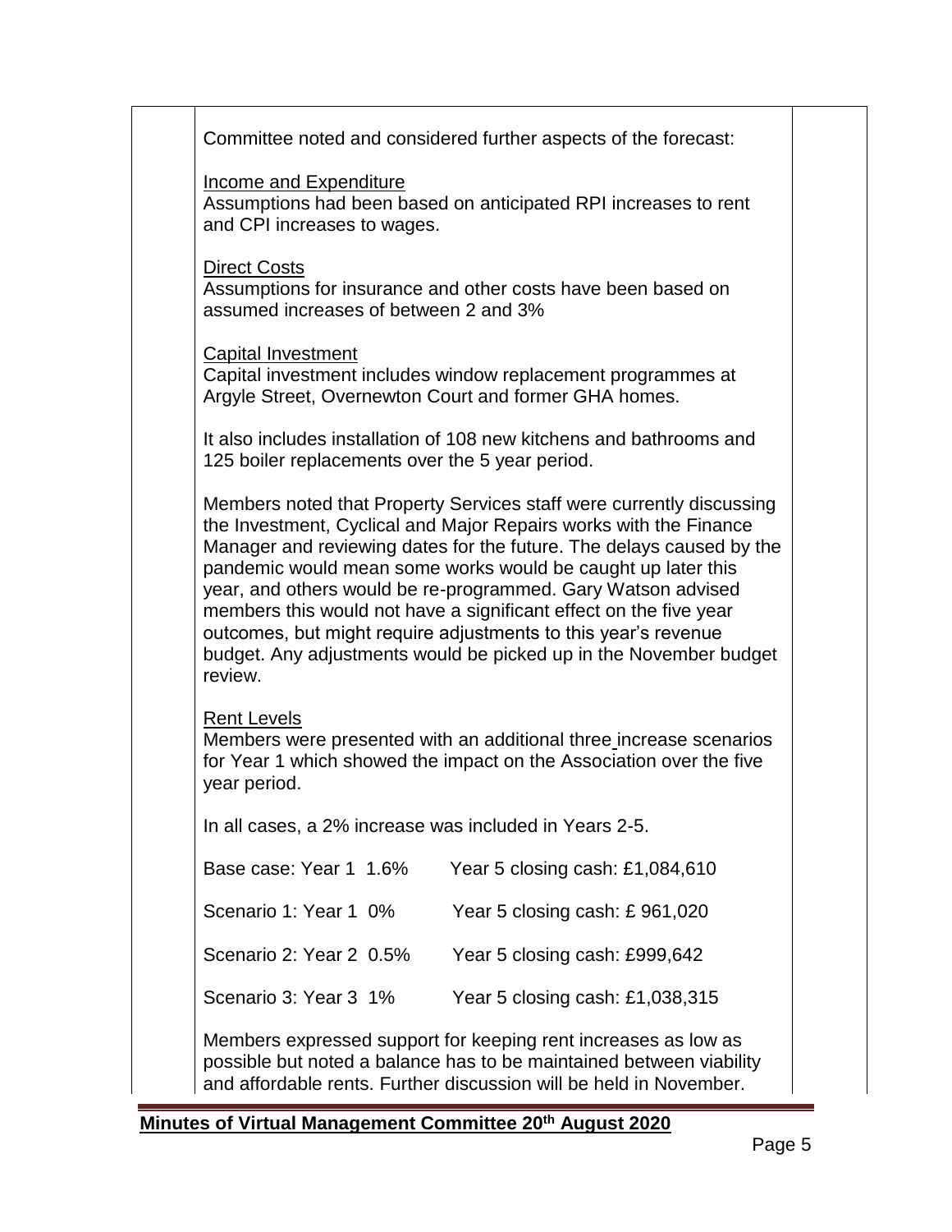Committee noted and considered further aspects of the forecast:

Income and Expenditure
Assumptions had been based on anticipated RPI increases to rent and CPI increases to wages.

Direct Costs
Assumptions for insurance and other costs have been based on assumed increases of between 2 and 3%

Capital Investment
Capital investment includes window replacement programmes at Argyle Street, Overnewton Court and former GHA homes.

It also includes installation of 108 new kitchens and bathrooms and 125 boiler replacements over the 5 year period.

Members noted that Property Services staff were currently discussing the Investment, Cyclical and Major Repairs works with the Finance Manager and reviewing dates for the future. The delays caused by the pandemic would mean some works would be caught up later this year, and others would be re-programmed. Gary Watson advised members this would not have a significant effect on the five year outcomes, but might require adjustments to this year's revenue budget. Any adjustments would be picked up in the November budget review.

Rent Levels
Members were presented with an additional three increase scenarios for Year 1 which showed the impact on the Association over the five year period.

In all cases, a 2% increase was included in Years 2-5.

Base case: Year 1 1.6% Year 5 closing cash: £1,084,610

Scenario 1: Year 1 0% Year 5 closing cash: £ 961,020

Scenario 2: Year 2 0.5% Year 5 closing cash: £999,642

Scenario 3: Year 3 1% Year 5 closing cash: £1,038,315

Members expressed support for keeping rent increases as low as possible but noted a balance has to be maintained between viability and affordable rents. Further discussion will be held in November.

**Minutes of Virtual Management Committee 20th August 2020**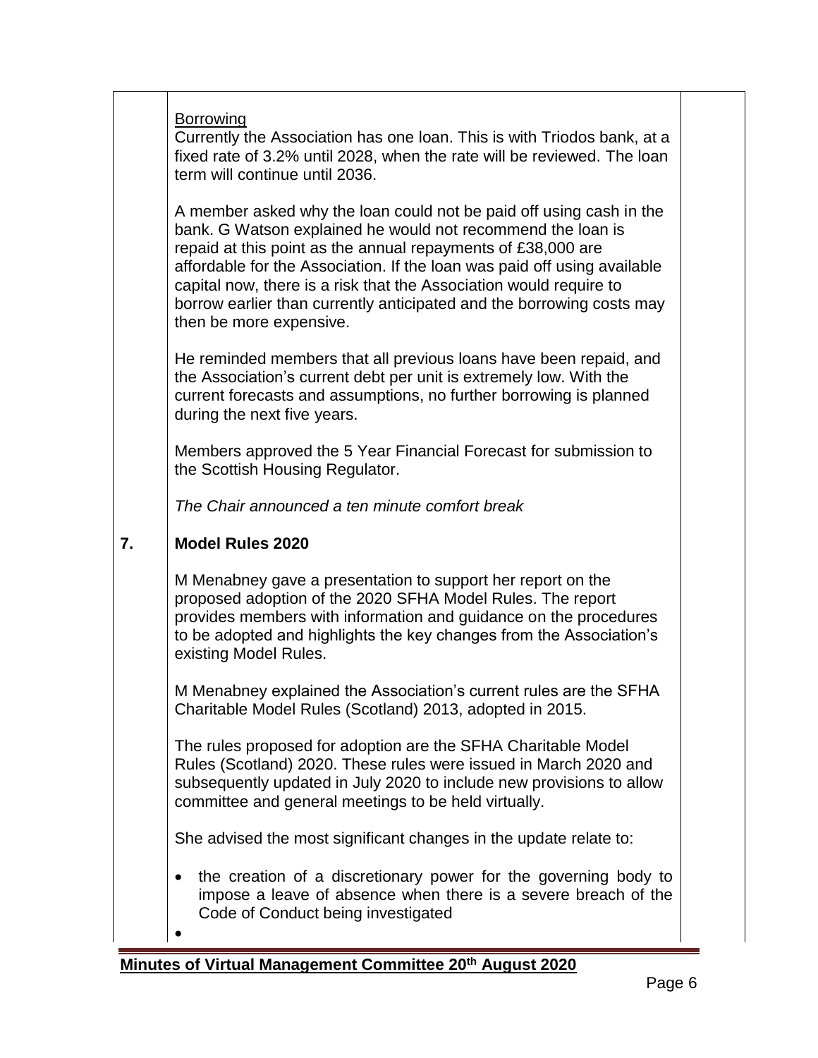Borrowing

Currently the Association has one loan. This is with Triodos bank, at a fixed rate of 3.2% until 2028, when the rate will be reviewed. The loan term will continue until 2036.

A member asked why the loan could not be paid off using cash in the bank. G Watson explained he would not recommend the loan is repaid at this point as the annual repayments of £38,000 are affordable for the Association. If the loan was paid off using available capital now, there is a risk that the Association would require to borrow earlier than currently anticipated and the borrowing costs may then be more expensive.

He reminded members that all previous loans have been repaid, and the Association's current debt per unit is extremely low. With the current forecasts and assumptions, no further borrowing is planned during the next five years.

Members approved the 5 Year Financial Forecast for submission to the Scottish Housing Regulator.

*The Chair announced a ten minute comfort break*

## 7. Model Rules 2020

M Menabney gave a presentation to support her report on the proposed adoption of the 2020 SFHA Model Rules. The report provides members with information and guidance on the procedures to be adopted and highlights the key changes from the Association's existing Model Rules.

M Menabney explained the Association's current rules are the SFHA Charitable Model Rules (Scotland) 2013, adopted in 2015.

The rules proposed for adoption are the SFHA Charitable Model Rules (Scotland) 2020. These rules were issued in March 2020 and subsequently updated in July 2020 to include new provisions to allow committee and general meetings to be held virtually.

She advised the most significant changes in the update relate to:

- the creation of a discretionary power for the governing body to impose a leave of absence when there is a severe breach of the Code of Conduct being investigated
- 

**Minutes of Virtual Management Committee 20th August 2020**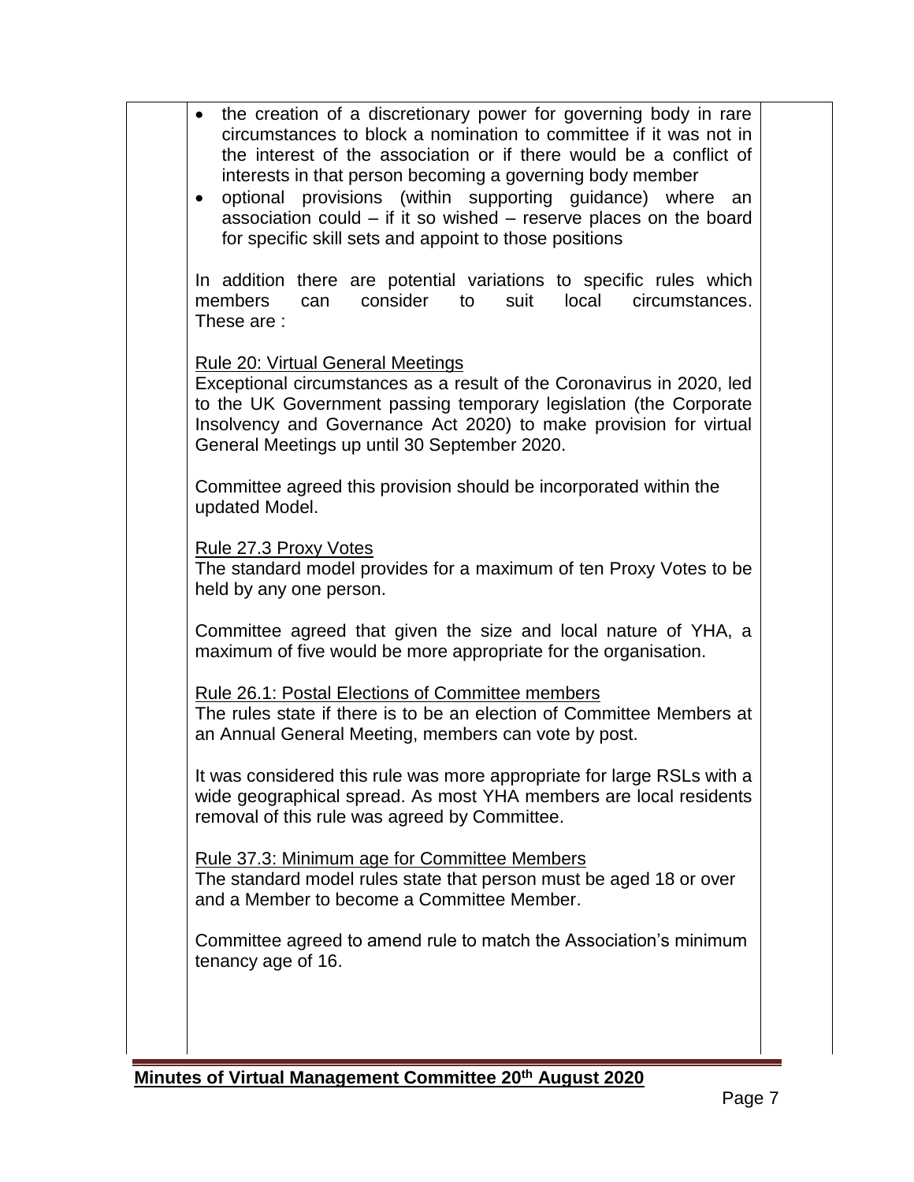- the creation of a discretionary power for governing body in rare circumstances to block a nomination to committee if it was not in the interest of the association or if there would be a conflict of interests in that person becoming a governing body member
- optional provisions (within supporting guidance) where an association could – if it so wished – reserve places on the board for specific skill sets and appoint to those positions

In addition there are potential variations to specific rules which members can consider to suit local circumstances. These are :

Rule 20: Virtual General Meetings

Exceptional circumstances as a result of the Coronavirus in 2020, led to the UK Government passing temporary legislation (the Corporate Insolvency and Governance Act 2020) to make provision for virtual General Meetings up until 30 September 2020.

Committee agreed this provision should be incorporated within the updated Model.

Rule 27.3 Proxy Votes

The standard model provides for a maximum of ten Proxy Votes to be held by any one person.

Committee agreed that given the size and local nature of YHA, a maximum of five would be more appropriate for the organisation.

Rule 26.1: Postal Elections of Committee members

The rules state if there is to be an election of Committee Members at an Annual General Meeting, members can vote by post.

It was considered this rule was more appropriate for large RSLs with a wide geographical spread. As most YHA members are local residents removal of this rule was agreed by Committee.

Rule 37.3: Minimum age for Committee Members

The standard model rules state that person must be aged 18 or over and a Member to become a Committee Member.

Committee agreed to amend rule to match the Association's minimum tenancy age of 16.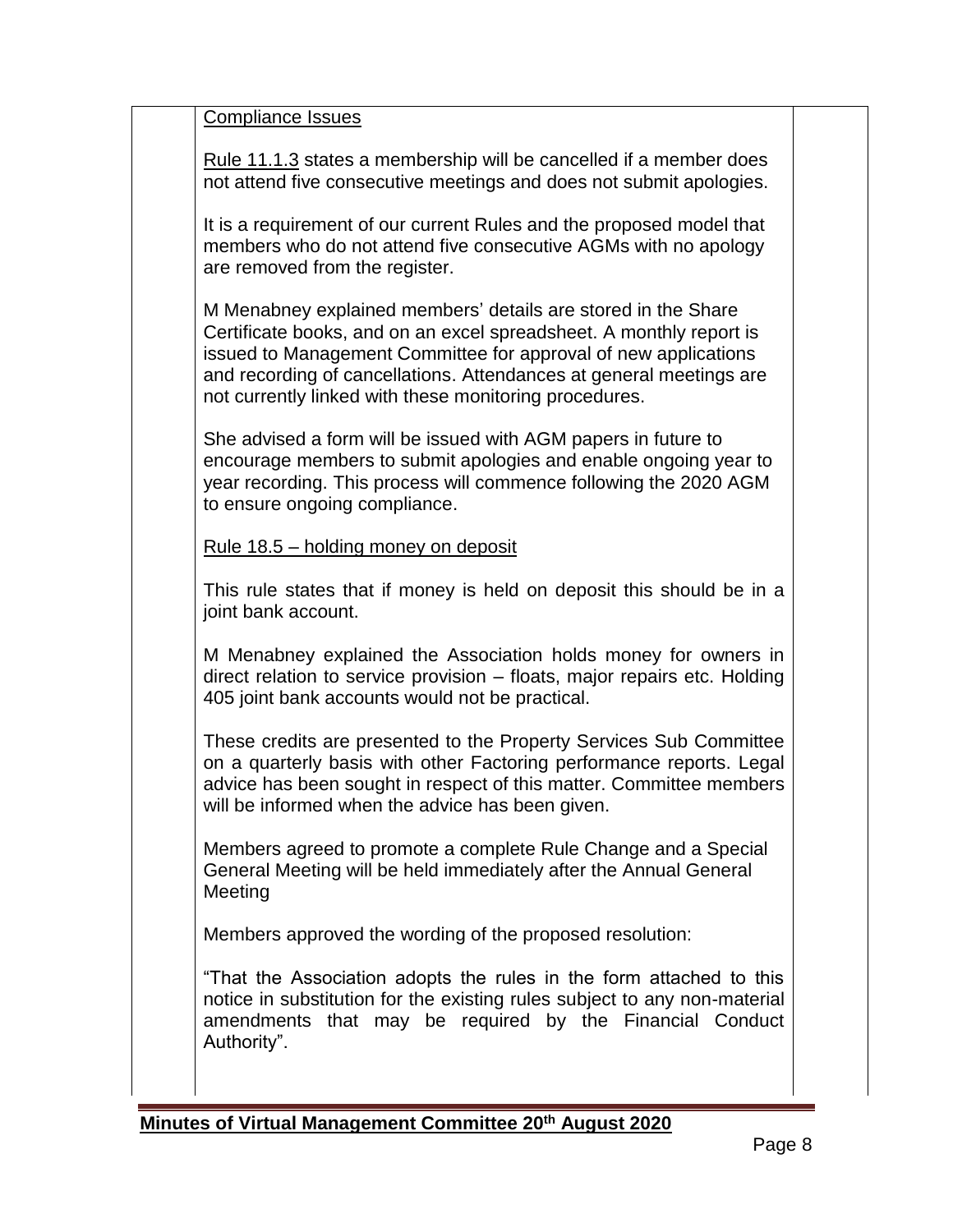Compliance Issues

Rule 11.1.3 states a membership will be cancelled if a member does not attend five consecutive meetings and does not submit apologies.

It is a requirement of our current Rules and the proposed model that members who do not attend five consecutive AGMs with no apology are removed from the register.

M Menabney explained members' details are stored in the Share Certificate books, and on an excel spreadsheet. A monthly report is issued to Management Committee for approval of new applications and recording of cancellations. Attendances at general meetings are not currently linked with these monitoring procedures.

She advised a form will be issued with AGM papers in future to encourage members to submit apologies and enable ongoing year to year recording. This process will commence following the 2020 AGM to ensure ongoing compliance.

Rule 18.5 – holding money on deposit

This rule states that if money is held on deposit this should be in a joint bank account.

M Menabney explained the Association holds money for owners in direct relation to service provision – floats, major repairs etc. Holding 405 joint bank accounts would not be practical.

These credits are presented to the Property Services Sub Committee on a quarterly basis with other Factoring performance reports. Legal advice has been sought in respect of this matter. Committee members will be informed when the advice has been given.

Members agreed to promote a complete Rule Change and a Special General Meeting will be held immediately after the Annual General Meeting

Members approved the wording of the proposed resolution:

"That the Association adopts the rules in the form attached to this notice in substitution for the existing rules subject to any non-material amendments that may be required by the Financial Conduct Authority".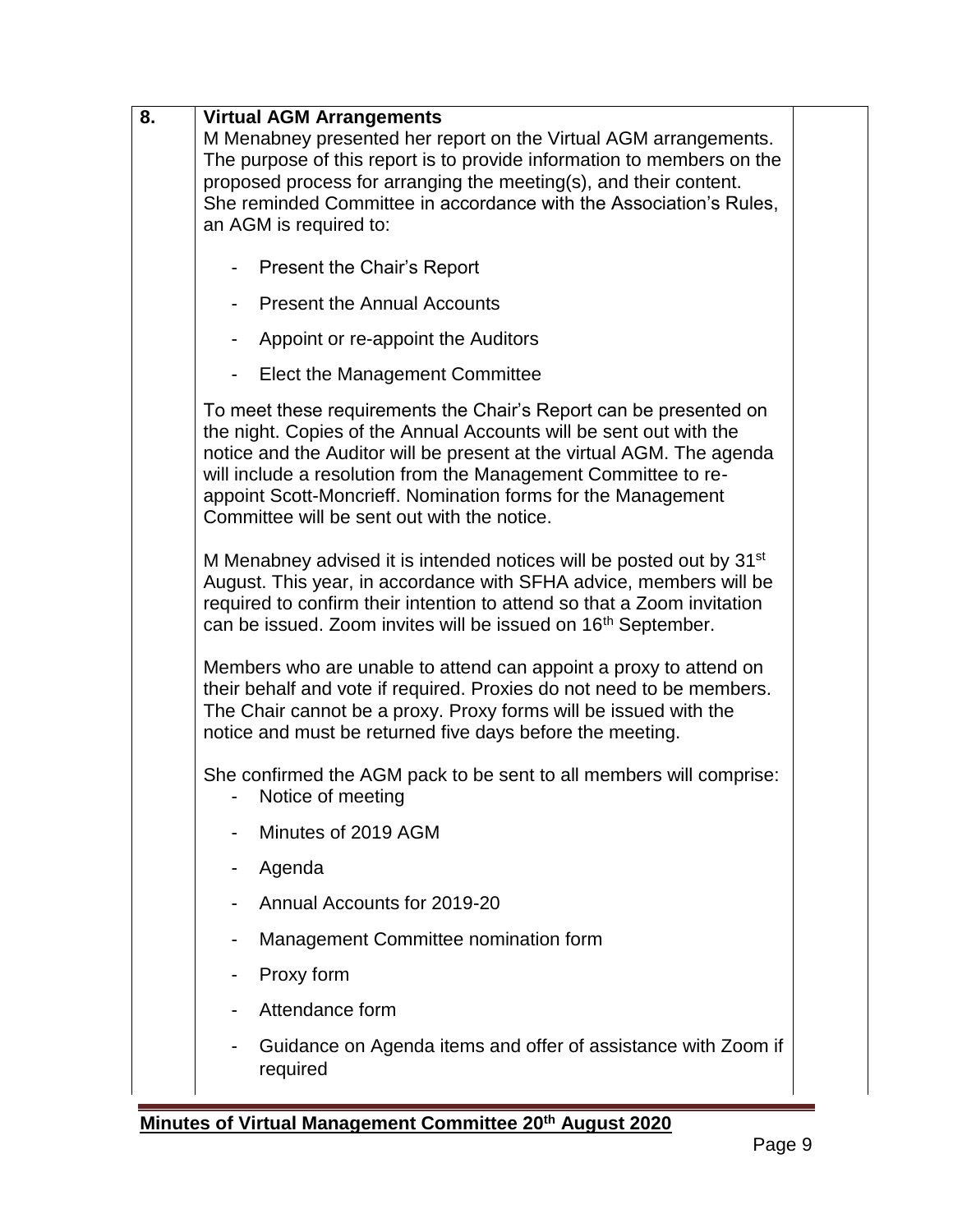| 8. | **Virtual AGM Arrangements**<br>M Menabney presented her report on the Virtual AGM arrangements. The purpose of this report is to provide information to members on the proposed process for arranging the meeting(s), and their content. She reminded Committee in accordance with the Association's Rules, an AGM is required to:<br><br>- Present the Chair's Report<br>- Present the Annual Accounts<br>- Appoint or re-appoint the Auditors<br>- Elect the Management Committee<br><br>To meet these requirements the Chair's Report can be presented on the night. Copies of the Annual Accounts will be sent out with the notice and the Auditor will be present at the virtual AGM. The agenda will include a resolution from the Management Committee to re-appoint Scott-Moncrieff. Nomination forms for the Management Committee will be sent out with the notice.<br><br>M Menabney advised it is intended notices will be posted out by 31st August. This year, in accordance with SFHA advice, members will be required to confirm their intention to attend so that a Zoom invitation can be issued. Zoom invites will be issued on 16th September.<br><br>Members who are unable to attend can appoint a proxy to attend on their behalf and vote if required. Proxies do not need to be members. The Chair cannot be a proxy. Proxy forms will be issued with the notice and must be returned five days before the meeting.<br><br>She confirmed the AGM pack to be sent to all members will comprise:<br>- Notice of meeting<br>- Minutes of 2019 AGM<br>- Agenda<br>- Annual Accounts for 2019-20<br>- Management Committee nomination form<br>- Proxy form<br>- Attendance form<br>- Guidance on Agenda items and offer of assistance with Zoom if required | |
|---|---|---|

**Minutes of Virtual Management Committee 20th August 2020**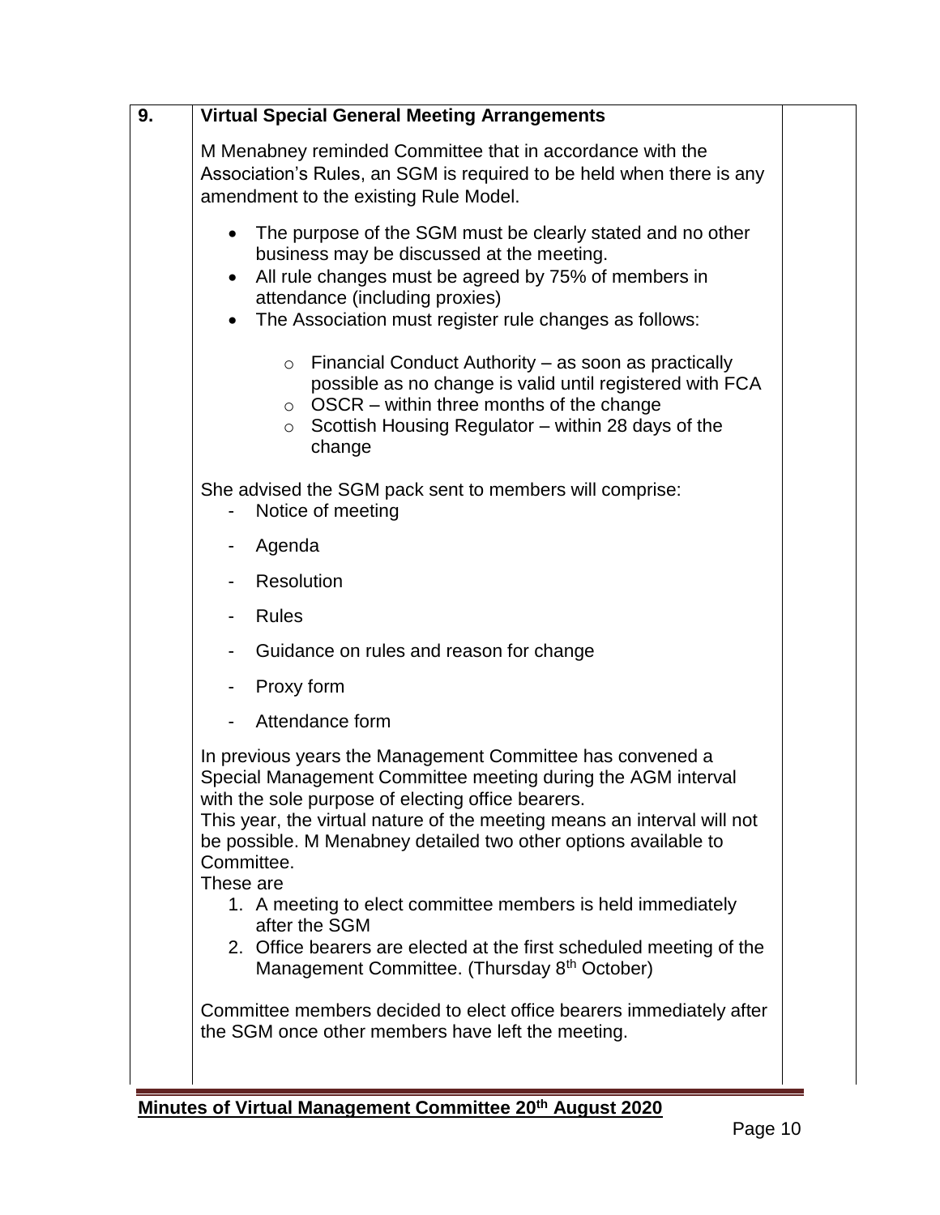| 9. | **Virtual Special General Meeting Arrangements** | |
|---|---|---|

## 9. Virtual Special General Meeting Arrangements

M Menabney reminded Committee that in accordance with the Association's Rules, an SGM is required to be held when there is any amendment to the existing Rule Model.

- The purpose of the SGM must be clearly stated and no other business may be discussed at the meeting.
- All rule changes must be agreed by 75% of members in attendance (including proxies)
- The Association must register rule changes as follows:
    - Financial Conduct Authority – as soon as practically possible as no change is valid until registered with FCA
    - OSCR – within three months of the change
    - Scottish Housing Regulator – within 28 days of the change

She advised the SGM pack sent to members will comprise:

- Notice of meeting
- Agenda
- Resolution
- Rules
- Guidance on rules and reason for change
- Proxy form
- Attendance form

In previous years the Management Committee has convened a Special Management Committee meeting during the AGM interval with the sole purpose of electing office bearers.
This year, the virtual nature of the meeting means an interval will not be possible. M Menabney detailed two other options available to Committee.
These are

1. A meeting to elect committee members is held immediately after the SGM
2. Office bearers are elected at the first scheduled meeting of the Management Committee. (Thursday 8th October)

Committee members decided to elect office bearers immediately after the SGM once other members have left the meeting.

## 9. Virtual Special General Meeting Arrangements

M Menabney reminded Committee that in accordance with the Association's Rules, an SGM is required to be held when there is any amendment to the existing Rule Model.

- The purpose of the SGM must be clearly stated and no other business may be discussed at the meeting.
- All rule changes must be agreed by 75% of members in attendance (including proxies)
- The Association must register rule changes as follows:
    - Financial Conduct Authority – as soon as practically possible as no change is valid until registered with FCA
    - OSCR – within three months of the change
    - Scottish Housing Regulator – within 28 days of the change

She advised the SGM pack sent to members will comprise:

- Notice of meeting
- Agenda
- Resolution
- Rules
- Guidance on rules and reason for change
- Proxy form
- Attendance form

In previous years the Management Committee has convened a Special Management Committee meeting during the AGM interval with the sole purpose of electing office bearers.
This year, the virtual nature of the meeting means an interval will not be possible. M Menabney detailed two other options available to Committee.
These are

1. A meeting to elect committee members is held immediately after the SGM
2. Office bearers are elected at the first scheduled meeting of the Management Committee. (Thursday 8th October)

Committee members decided to elect office bearers immediately after the SGM once other members have left the meeting.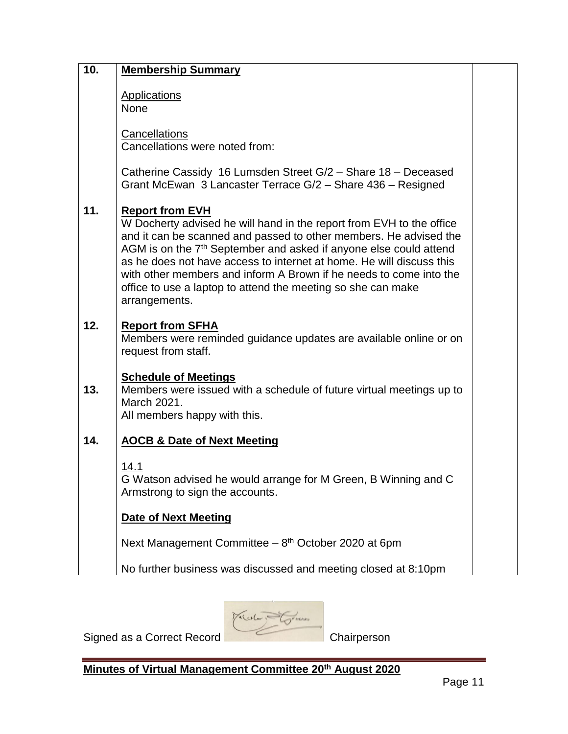| | | |
|---|---|---|
| **10.** | **Membership Summary**<br><br>Applications<br>None<br><br>Cancellations<br>Cancellations were noted from:<br><br>Catherine Cassidy 16 Lumsden Street G/2 – Share 18 – Deceased<br>Grant McEwan 3 Lancaster Terrace G/2 – Share 436 – Resigned | |
| **11.** | **Report from EVH**<br>W Docherty advised he will hand in the report from EVH to the office and it can be scanned and passed to other members. He advised the AGM is on the 7th September and asked if anyone else could attend as he does not have access to internet at home. He will discuss this with other members and inform A Brown if he needs to come into the office to use a laptop to attend the meeting so she can make arrangements. | |
| **12.** | **Report from SFHA**<br>Members were reminded guidance updates are available online or on request from staff. | |
| **13.** | **Schedule of Meetings**<br>Members were issued with a schedule of future virtual meetings up to March 2021.<br>All members happy with this. | |
| **14.** | **AOCB & Date of Next Meeting**<br><br>14.1<br>G Watson advised he would arrange for M Green, B Winning and C Armstrong to sign the accounts.<br><br>**Date of Next Meeting**<br><br>Next Management Committee – 8th October 2020 at 6pm<br><br>No further business was discussed and meeting closed at 8:10pm | |

Signed as a Correct Record Chairperson

**Minutes of Virtual Management Committee 20th August 2020**